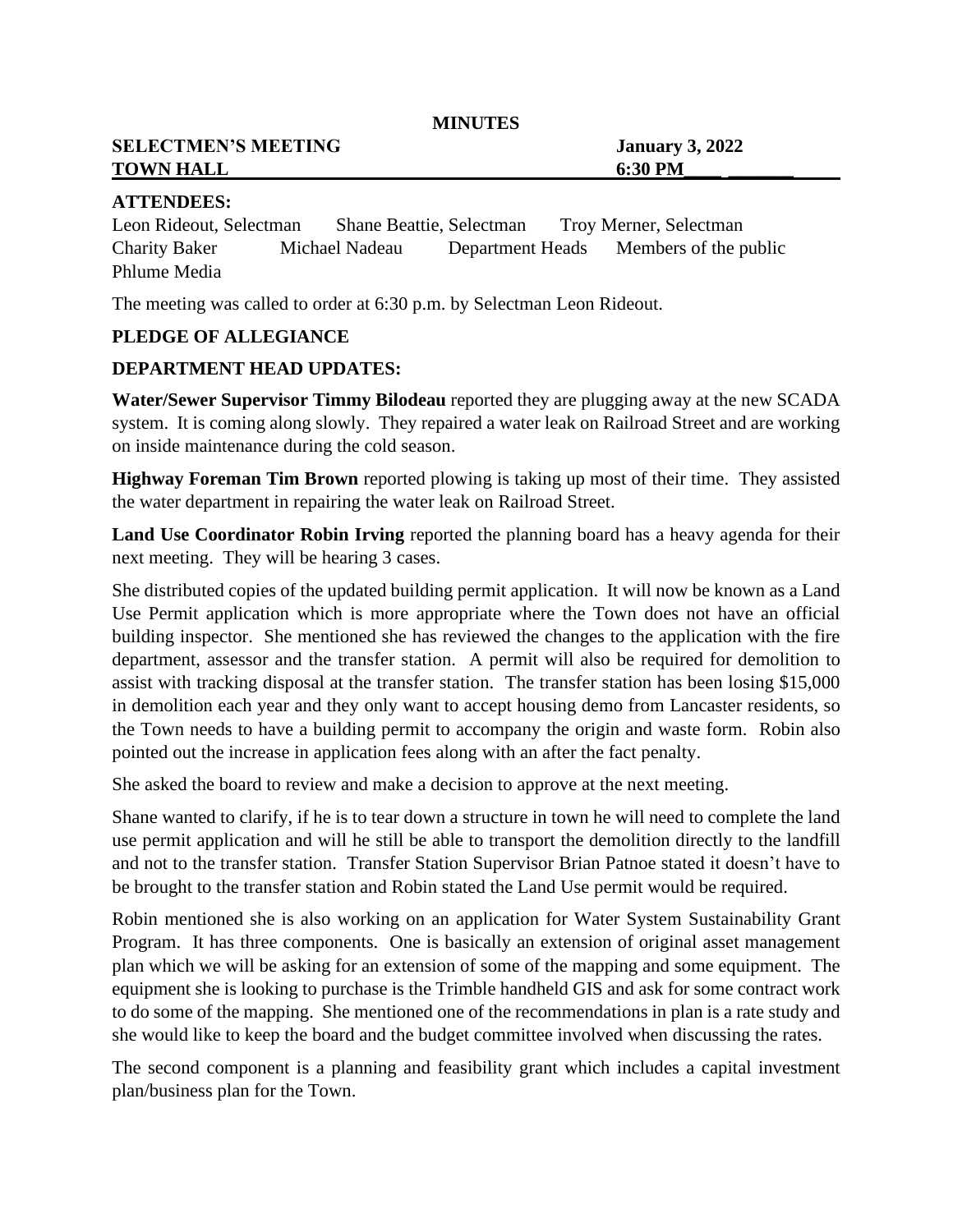**MINUTES**

**SELECTMEN'S MEETING** **January 3, 2022**
**TOWN HALL** **6:30 PM**

**ATTENDEES:**

Leon Rideout, Selectman  Shane Beattie, Selectman  Troy Merner, Selectman
Charity Baker  Michael Nadeau  Department Heads  Members of the public
Phlume Media

The meeting was called to order at 6:30 p.m. by Selectman Leon Rideout.

**PLEDGE OF ALLEGIANCE**

**DEPARTMENT HEAD UPDATES:**

**Water/Sewer Supervisor Timmy Bilodeau** reported they are plugging away at the new SCADA system. It is coming along slowly. They repaired a water leak on Railroad Street and are working on inside maintenance during the cold season.

**Highway Foreman Tim Brown** reported plowing is taking up most of their time. They assisted the water department in repairing the water leak on Railroad Street.

**Land Use Coordinator Robin Irving** reported the planning board has a heavy agenda for their next meeting. They will be hearing 3 cases.

She distributed copies of the updated building permit application. It will now be known as a Land Use Permit application which is more appropriate where the Town does not have an official building inspector. She mentioned she has reviewed the changes to the application with the fire department, assessor and the transfer station. A permit will also be required for demolition to assist with tracking disposal at the transfer station. The transfer station has been losing $15,000 in demolition each year and they only want to accept housing demo from Lancaster residents, so the Town needs to have a building permit to accompany the origin and waste form. Robin also pointed out the increase in application fees along with an after the fact penalty.

She asked the board to review and make a decision to approve at the next meeting.

Shane wanted to clarify, if he is to tear down a structure in town he will need to complete the land use permit application and will he still be able to transport the demolition directly to the landfill and not to the transfer station. Transfer Station Supervisor Brian Patnoe stated it doesn't have to be brought to the transfer station and Robin stated the Land Use permit would be required.

Robin mentioned she is also working on an application for Water System Sustainability Grant Program. It has three components. One is basically an extension of original asset management plan which we will be asking for an extension of some of the mapping and some equipment. The equipment she is looking to purchase is the Trimble handheld GIS and ask for some contract work to do some of the mapping. She mentioned one of the recommendations in plan is a rate study and she would like to keep the board and the budget committee involved when discussing the rates.

The second component is a planning and feasibility grant which includes a capital investment plan/business plan for the Town.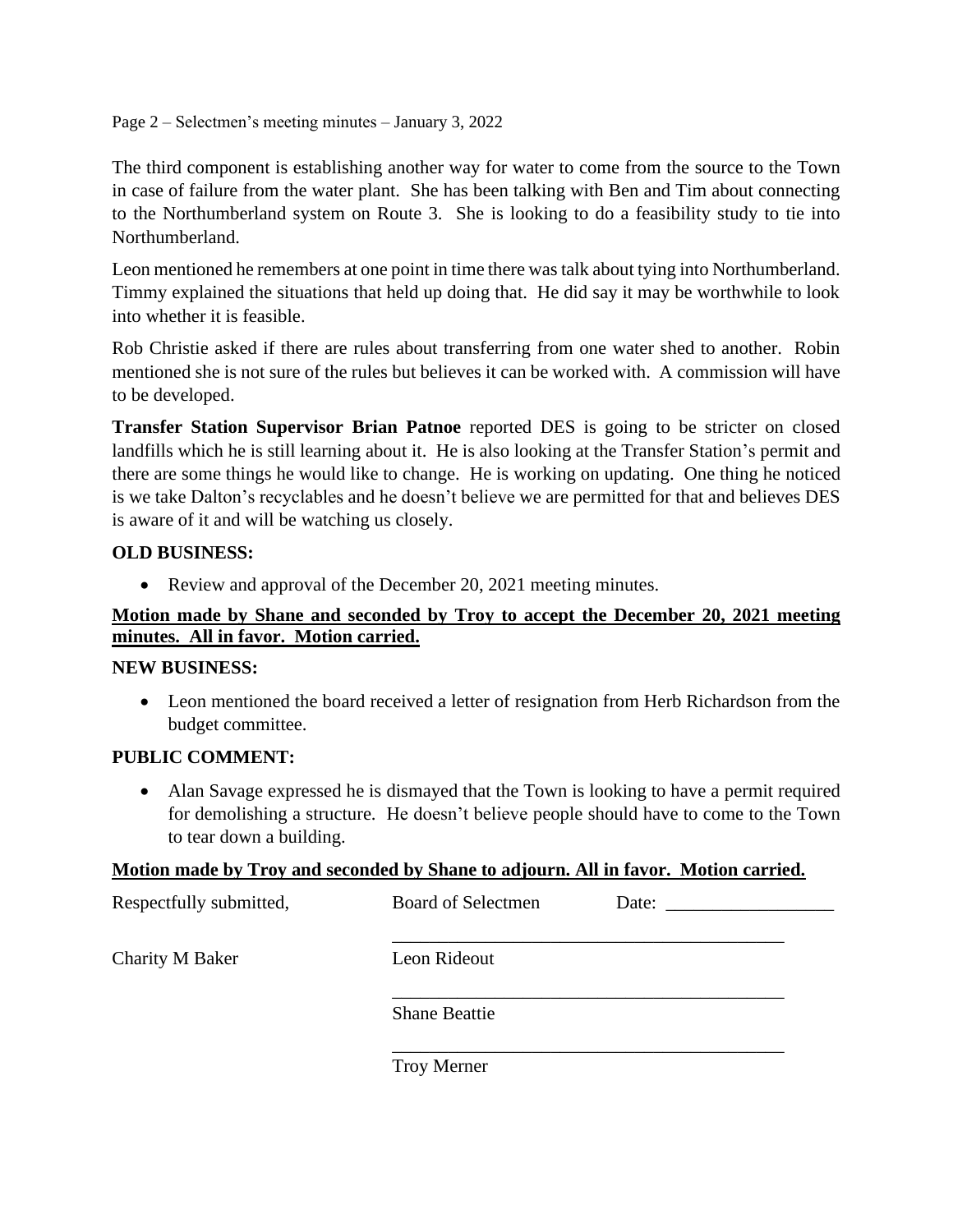The third component is establishing another way for water to come from the source to the Town in case of failure from the water plant. She has been talking with Ben and Tim about connecting to the Northumberland system on Route 3. She is looking to do a feasibility study to tie into Northumberland.

Leon mentioned he remembers at one point in time there was talk about tying into Northumberland. Timmy explained the situations that held up doing that. He did say it may be worthwhile to look into whether it is feasible.

Rob Christie asked if there are rules about transferring from one water shed to another. Robin mentioned she is not sure of the rules but believes it can be worked with. A commission will have to be developed.

**Transfer Station Supervisor Brian Patnoe** reported DES is going to be stricter on closed landfills which he is still learning about it. He is also looking at the Transfer Station's permit and there are some things he would like to change. He is working on updating. One thing he noticed is we take Dalton's recyclables and he doesn't believe we are permitted for that and believes DES is aware of it and will be watching us closely.

**OLD BUSINESS:**

- Review and approval of the December 20, 2021 meeting minutes.

**Motion made by Shane and seconded by Troy to accept the December 20, 2021 meeting minutes. All in favor. Motion carried.**

**NEW BUSINESS:**

- Leon mentioned the board received a letter of resignation from Herb Richardson from the budget committee.

**PUBLIC COMMENT:**

- Alan Savage expressed he is dismayed that the Town is looking to have a permit required for demolishing a structure. He doesn't believe people should have to come to the Town to tear down a building.

**Motion made by Troy and seconded by Shane to adjourn. All in favor. Motion carried.**

Respectfully submitted, Board of Selectmen Date: ____________________

Charity M Baker

____________________________________________
Leon Rideout

____________________________________________
Shane Beattie

____________________________________________
Troy Merner